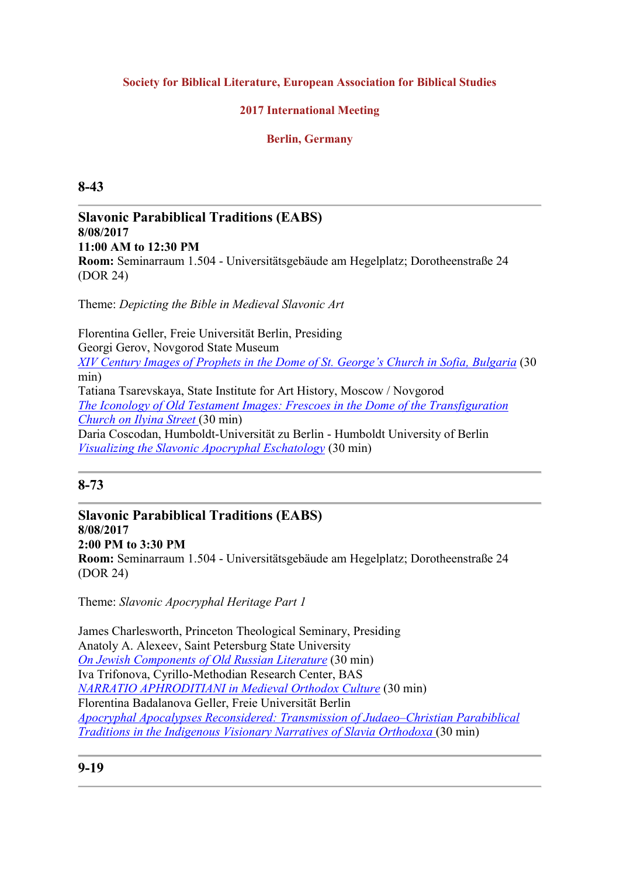**Society for Biblical Literature, European Association for Biblical Studies**

**2017 International Meeting**

**Berlin, Germany**

## 8-43

---

### Slavonic Parabiblical Traditions (EABS)

**8/08/2017**
**11:00 AM to 12:30 PM**
**Room:** Seminarraum 1.504 - Universitätsgebäude am Hegelplatz; Dorotheenstraße 24 (DOR 24)

Theme: *Depicting the Bible in Medieval Slavonic Art*

Florentina Geller, Freie Universität Berlin, Presiding
Georgi Gerov, Novgorod State Museum
*XIV Century Images of Prophets in the Dome of St. George's Church in Sofia, Bulgaria* (30 min)
Tatiana Tsarevskaya, State Institute for Art History, Moscow / Novgorod
*The Iconology of Old Testament Images: Frescoes in the Dome of the Transfiguration Church on Ilyina Street* (30 min)
Daria Coscodan, Humboldt-Universität zu Berlin - Humboldt University of Berlin
*Visualizing the Slavonic Apocryphal Eschatology* (30 min)

---

## 8-73

---

### Slavonic Parabiblical Traditions (EABS)

**8/08/2017**
**2:00 PM to 3:30 PM**
**Room:** Seminarraum 1.504 - Universitätsgebäude am Hegelplatz; Dorotheenstraße 24 (DOR 24)

Theme: *Slavonic Apocryphal Heritage Part 1*

James Charlesworth, Princeton Theological Seminary, Presiding
Anatoly A. Alexeev, Saint Petersburg State University
*On Jewish Components of Old Russian Literature* (30 min)
Iva Trifonova, Cyrillo-Methodian Research Center, BAS
*NARRATIO APHRODITIANI in Medieval Orthodox Culture* (30 min)
Florentina Badalanova Geller, Freie Universität Berlin
*Apocryphal Apocalypses Reconsidered: Transmission of Judaeo–Christian Parabiblical Traditions in the Indigenous Visionary Narratives of Slavia Orthodoxa* (30 min)

---

## 9-19

---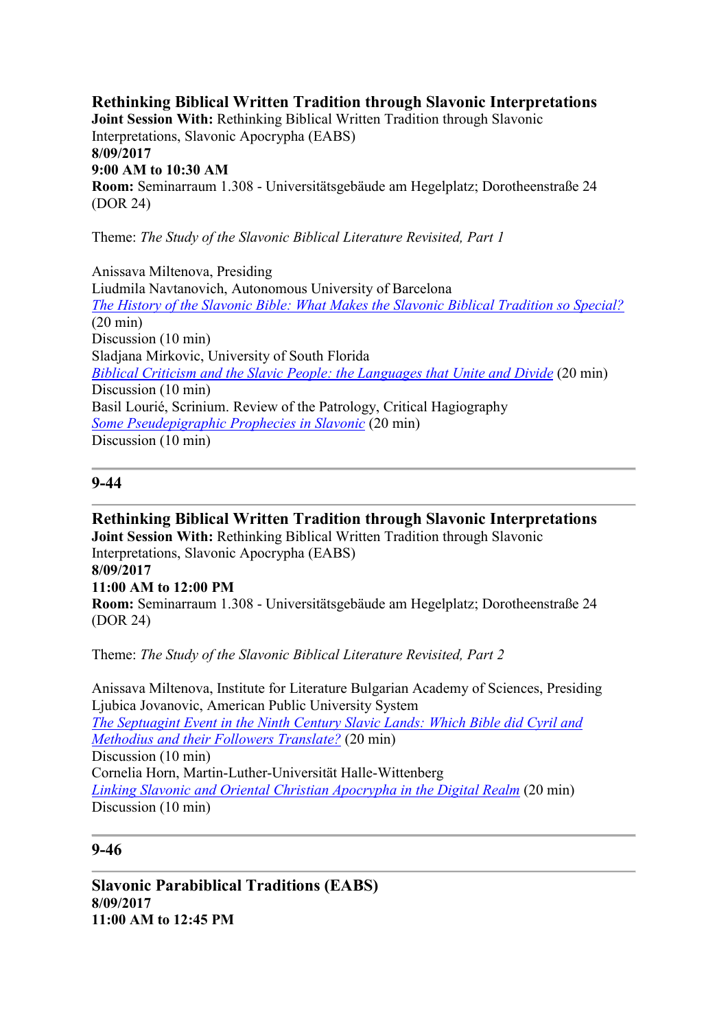### Rethinking Biblical Written Tradition through Slavonic Interpretations

**Joint Session With:** Rethinking Biblical Written Tradition through Slavonic Interpretations, Slavonic Apocrypha (EABS)
**8/09/2017**
**9:00 AM to 10:30 AM**
**Room:** Seminarraum 1.308 - Universitätsgebäude am Hegelplatz; Dorotheenstraße 24 (DOR 24)

Theme: *The Study of the Slavonic Biblical Literature Revisited, Part 1*

Anissava Miltenova, Presiding
Liudmila Navtanovich, Autonomous University of Barcelona
*The History of the Slavonic Bible: What Makes the Slavonic Biblical Tradition so Special?* (20 min)
Discussion (10 min)
Sladjana Mirkovic, University of South Florida
*Biblical Criticism and the Slavic People: the Languages that Unite and Divide* (20 min)
Discussion (10 min)
Basil Lourié, Scrinium. Review of the Patrology, Critical Hagiography
*Some Pseudepigraphic Prophecies in Slavonic* (20 min)
Discussion (10 min)

---

## 9-44

---

### Rethinking Biblical Written Tradition through Slavonic Interpretations

**Joint Session With:** Rethinking Biblical Written Tradition through Slavonic Interpretations, Slavonic Apocrypha (EABS)
**8/09/2017**
**11:00 AM to 12:00 PM**
**Room:** Seminarraum 1.308 - Universitätsgebäude am Hegelplatz; Dorotheenstraße 24 (DOR 24)

Theme: *The Study of the Slavonic Biblical Literature Revisited, Part 2*

Anissava Miltenova, Institute for Literature Bulgarian Academy of Sciences, Presiding
Ljubica Jovanovic, American Public University System
*The Septuagint Event in the Ninth Century Slavic Lands: Which Bible did Cyril and Methodius and their Followers Translate?* (20 min)
Discussion (10 min)
Cornelia Horn, Martin-Luther-Universität Halle-Wittenberg
*Linking Slavonic and Oriental Christian Apocrypha in the Digital Realm* (20 min)
Discussion (10 min)

---

## 9-46

---

### Slavonic Parabiblical Traditions (EABS)

**8/09/2017**
**11:00 AM to 12:45 PM**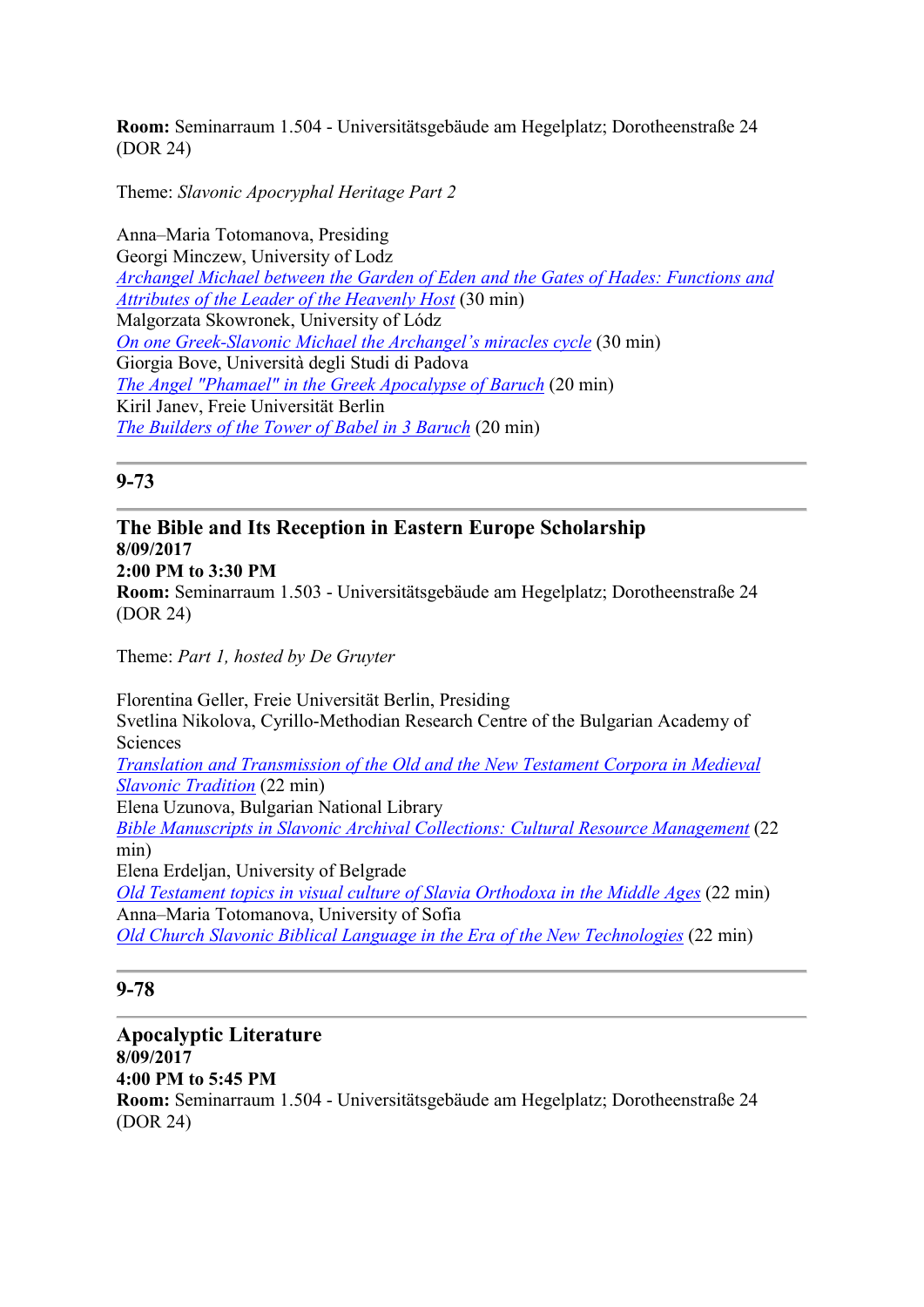**Room:** Seminarraum 1.504 - Universitätsgebäude am Hegelplatz; Dorotheenstraße 24 (DOR 24)

Theme: *Slavonic Apocryphal Heritage Part 2*

Anna–Maria Totomanova, Presiding
Georgi Minczew, University of Lodz
*Archangel Michael between the Garden of Eden and the Gates of Hades: Functions and Attributes of the Leader of the Heavenly Host* (30 min)
Malgorzata Skowronek, University of Lódz
*On one Greek-Slavonic Michael the Archangel's miracles cycle* (30 min)
Giorgia Bove, Università degli Studi di Padova
*The Angel "Phamael" in the Greek Apocalypse of Baruch* (20 min)
Kiril Janev, Freie Universität Berlin
*The Builders of the Tower of Babel in 3 Baruch* (20 min)

---

## 9-73

---

### The Bible and Its Reception in Eastern Europe Scholarship

**8/09/2017**
**2:00 PM to 3:30 PM**
**Room:** Seminarraum 1.503 - Universitätsgebäude am Hegelplatz; Dorotheenstraße 24 (DOR 24)

Theme: *Part 1, hosted by De Gruyter*

Florentina Geller, Freie Universität Berlin, Presiding
Svetlina Nikolova, Cyrillo-Methodian Research Centre of the Bulgarian Academy of Sciences
*Translation and Transmission of the Old and the New Testament Corpora in Medieval Slavonic Tradition* (22 min)
Elena Uzunova, Bulgarian National Library
*Bible Manuscripts in Slavonic Archival Collections: Cultural Resource Management* (22 min)
Elena Erdeljan, University of Belgrade
*Old Testament topics in visual culture of Slavia Orthodoxa in the Middle Ages* (22 min)
Anna–Maria Totomanova, University of Sofia
*Old Church Slavonic Biblical Language in the Era of the New Technologies* (22 min)

---

## 9-78

---

### Apocalyptic Literature

**8/09/2017**
**4:00 PM to 5:45 PM**
**Room:** Seminarraum 1.504 - Universitätsgebäude am Hegelplatz; Dorotheenstraße 24 (DOR 24)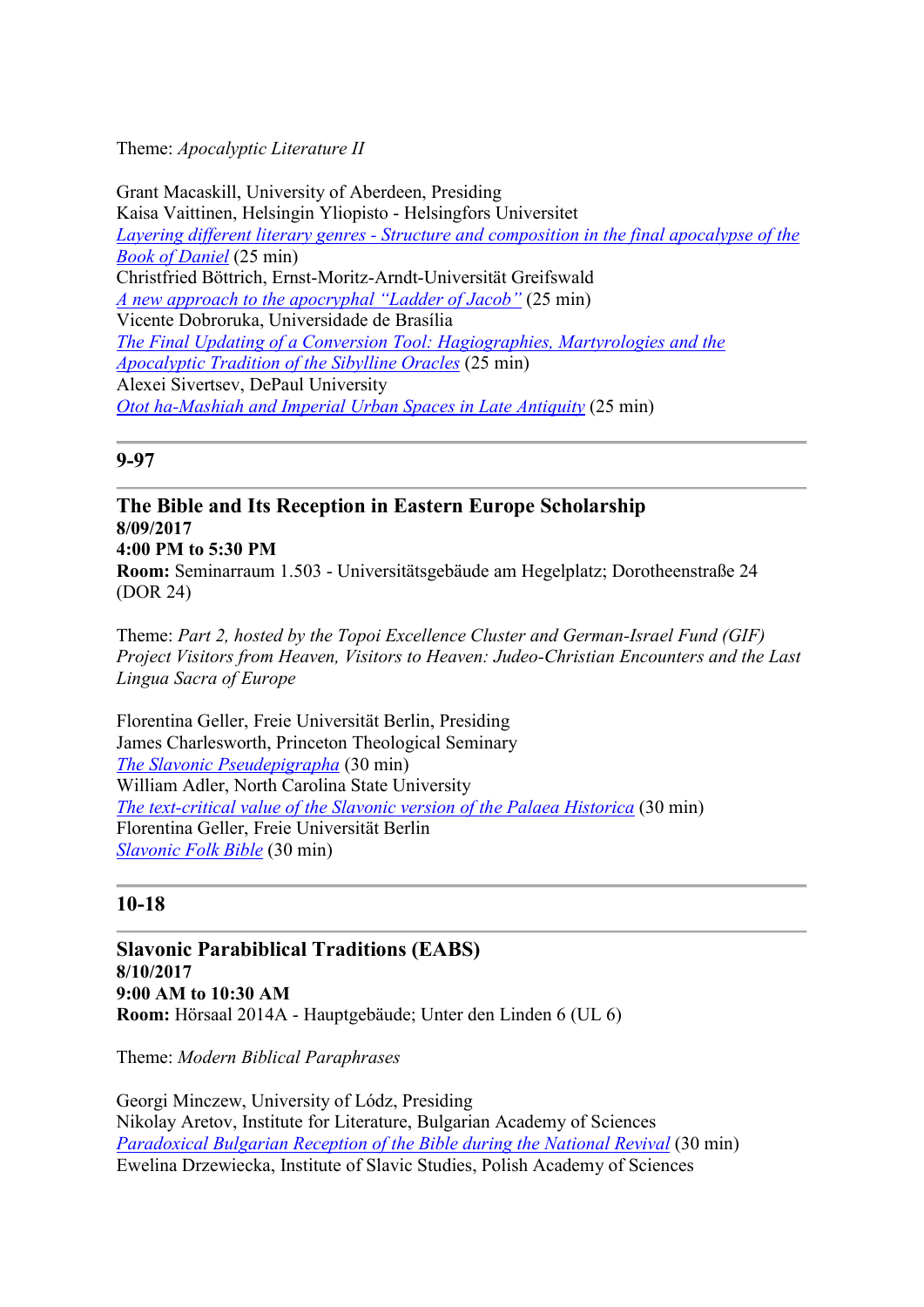Theme: *Apocalyptic Literature II*

Grant Macaskill, University of Aberdeen, Presiding
Kaisa Vaittinen, Helsingin Yliopisto - Helsingfors Universitet
*Layering different literary genres - Structure and composition in the final apocalypse of the Book of Daniel* (25 min)
Christfried Böttrich, Ernst-Moritz-Arndt-Universität Greifswald
*A new approach to the apocryphal "Ladder of Jacob"* (25 min)
Vicente Dobroruka, Universidade de Brasília
*The Final Updating of a Conversion Tool: Hagiographies, Martyrologies and the Apocalyptic Tradition of the Sibylline Oracles* (25 min)
Alexei Sivertsev, DePaul University
*Otot ha-Mashiah and Imperial Urban Spaces in Late Antiquity* (25 min)

---

## 9-97

---

### The Bible and Its Reception in Eastern Europe Scholarship

**8/09/2017**
**4:00 PM to 5:30 PM**
**Room:** Seminarraum 1.503 - Universitätsgebäude am Hegelplatz; Dorotheenstraße 24 (DOR 24)

Theme: *Part 2, hosted by the Topoi Excellence Cluster and German-Israel Fund (GIF) Project Visitors from Heaven, Visitors to Heaven: Judeo-Christian Encounters and the Last Lingua Sacra of Europe*

Florentina Geller, Freie Universität Berlin, Presiding
James Charlesworth, Princeton Theological Seminary
*The Slavonic Pseudepigrapha* (30 min)
William Adler, North Carolina State University
*The text-critical value of the Slavonic version of the Palaea Historica* (30 min)
Florentina Geller, Freie Universität Berlin
*Slavonic Folk Bible* (30 min)

---

## 10-18

---

### Slavonic Parabiblical Traditions (EABS)

**8/10/2017**
**9:00 AM to 10:30 AM**
**Room:** Hörsaal 2014A - Hauptgebäude; Unter den Linden 6 (UL 6)

Theme: *Modern Biblical Paraphrases*

Georgi Minczew, University of Lódz, Presiding
Nikolay Aretov, Institute for Literature, Bulgarian Academy of Sciences
*Paradoxical Bulgarian Reception of the Bible during the National Revival* (30 min)
Ewelina Drzewiecka, Institute of Slavic Studies, Polish Academy of Sciences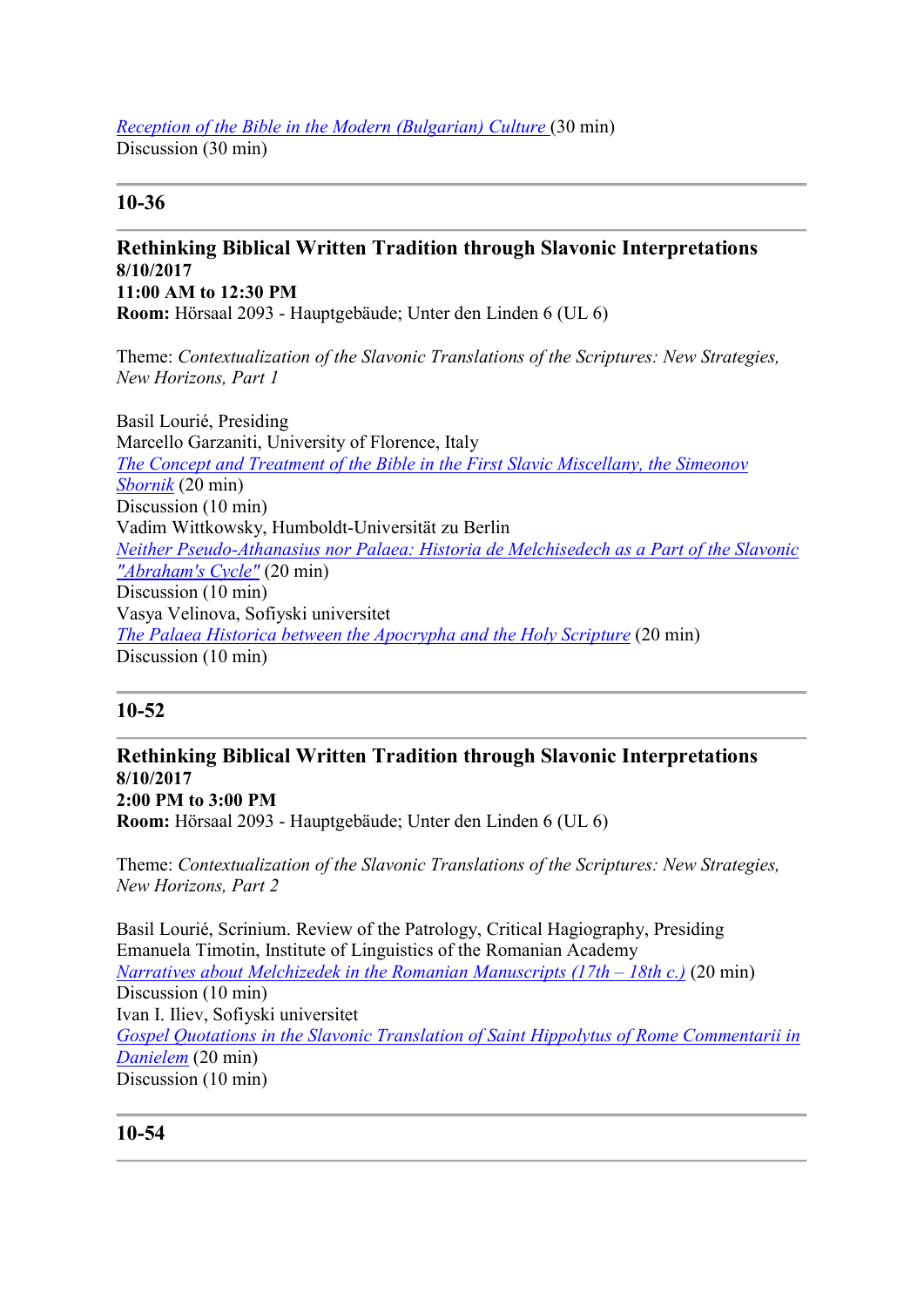*Reception of the Bible in the Modern (Bulgarian) Culture* (30 min)
Discussion (30 min)

---

## 10-36

---

**Rethinking Biblical Written Tradition through Slavonic Interpretations**
**8/10/2017**
**11:00 AM to 12:30 PM**
**Room:** Hörsaal 2093 - Hauptgebäude; Unter den Linden 6 (UL 6)

Theme: *Contextualization of the Slavonic Translations of the Scriptures: New Strategies, New Horizons, Part 1*

Basil Lourié, Presiding
Marcello Garzaniti, University of Florence, Italy
*The Concept and Treatment of the Bible in the First Slavic Miscellany, the Simeonov Sbornik* (20 min)
Discussion (10 min)
Vadim Wittkowsky, Humboldt-Universität zu Berlin
*Neither Pseudo-Athanasius nor Palaea: Historia de Melchisedech as a Part of the Slavonic "Abraham's Cycle"* (20 min)
Discussion (10 min)
Vasya Velinova, Sofiyski universitet
*The Palaea Historica between the Apocrypha and the Holy Scripture* (20 min)
Discussion (10 min)

---

## 10-52

---

**Rethinking Biblical Written Tradition through Slavonic Interpretations**
**8/10/2017**
**2:00 PM to 3:00 PM**
**Room:** Hörsaal 2093 - Hauptgebäude; Unter den Linden 6 (UL 6)

Theme: *Contextualization of the Slavonic Translations of the Scriptures: New Strategies, New Horizons, Part 2*

Basil Lourié, Scrinium. Review of the Patrology, Critical Hagiography, Presiding
Emanuela Timotin, Institute of Linguistics of the Romanian Academy
*Narratives about Melchizedek in the Romanian Manuscripts (17th – 18th c.)* (20 min)
Discussion (10 min)
Ivan I. Iliev, Sofiyski universitet
*Gospel Quotations in the Slavonic Translation of Saint Hippolytus of Rome Commentarii in Danielem* (20 min)
Discussion (10 min)

---

## 10-54

---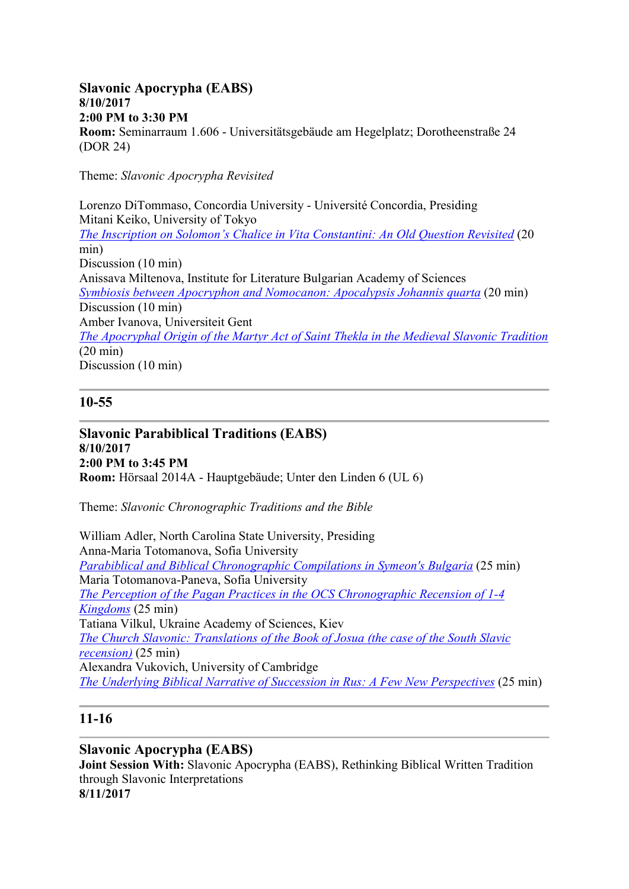**Slavonic Apocrypha (EABS)**
**8/10/2017**
**2:00 PM to 3:30 PM**
**Room:** Seminarraum 1.606 - Universitätsgebäude am Hegelplatz; Dorotheenstraße 24 (DOR 24)

Theme: *Slavonic Apocrypha Revisited*

Lorenzo DiTommaso, Concordia University - Université Concordia, Presiding
Mitani Keiko, University of Tokyo
*The Inscription on Solomon's Chalice in Vita Constantini: An Old Question Revisited* (20 min)
Discussion (10 min)
Anissava Miltenova, Institute for Literature Bulgarian Academy of Sciences
*Symbiosis between Apocryphon and Nomocanon: Apocalypsis Johannis quarta* (20 min)
Discussion (10 min)
Amber Ivanova, Universiteit Gent
*The Apocryphal Origin of the Martyr Act of Saint Thekla in the Medieval Slavonic Tradition* (20 min)
Discussion (10 min)

---

## 10-55

---

**Slavonic Parabiblical Traditions (EABS)**
**8/10/2017**
**2:00 PM to 3:45 PM**
**Room:** Hörsaal 2014A - Hauptgebäude; Unter den Linden 6 (UL 6)

Theme: *Slavonic Chronographic Traditions and the Bible*

William Adler, North Carolina State University, Presiding
Anna-Maria Totomanova, Sofia University
*Parabiblical and Biblical Chronographic Compilations in Symeon's Bulgaria* (25 min)
Maria Totomanova-Paneva, Sofia University
*The Perception of the Pagan Practices in the OCS Chronographic Recension of 1-4 Kingdoms* (25 min)
Tatiana Vilkul, Ukraine Academy of Sciences, Kiev
*The Church Slavonic: Translations of the Book of Josua (the case of the South Slavic recension)* (25 min)
Alexandra Vukovich, University of Cambridge
*The Underlying Biblical Narrative of Succession in Rus: A Few New Perspectives* (25 min)

---

## 11-16

---

**Slavonic Apocrypha (EABS)**
**Joint Session With:** Slavonic Apocrypha (EABS), Rethinking Biblical Written Tradition through Slavonic Interpretations
**8/11/2017**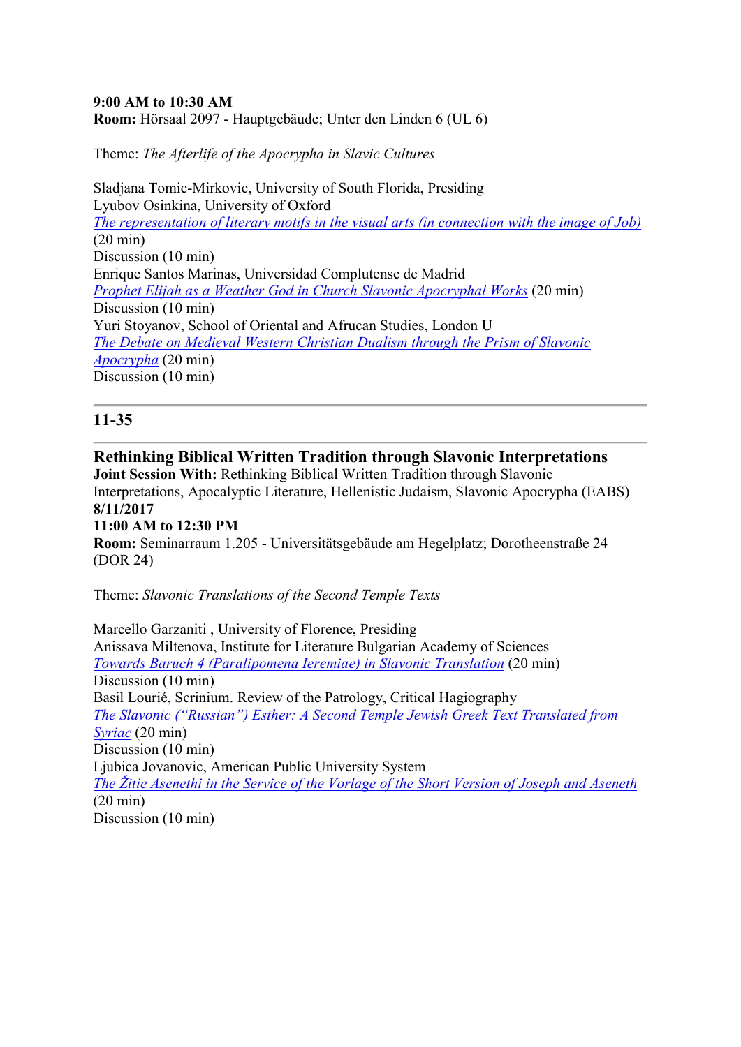**9:00 AM to 10:30 AM**
**Room:** Hörsaal 2097 - Hauptgebäude; Unter den Linden 6 (UL 6)

Theme: *The Afterlife of the Apocrypha in Slavic Cultures*

Sladjana Tomic-Mirkovic, University of South Florida, Presiding
Lyubov Osinkina, University of Oxford
*The representation of literary motifs in the visual arts (in connection with the image of Job)* (20 min)
Discussion (10 min)
Enrique Santos Marinas, Universidad Complutense de Madrid
*Prophet Elijah as a Weather God in Church Slavonic Apocryphal Works* (20 min)
Discussion (10 min)
Yuri Stoyanov, School of Oriental and Afrucan Studies, London U
*The Debate on Medieval Western Christian Dualism through the Prism of Slavonic Apocrypha* (20 min)
Discussion (10 min)

---

## 11-35

---

## Rethinking Biblical Written Tradition through Slavonic Interpretations

**Joint Session With:** Rethinking Biblical Written Tradition through Slavonic Interpretations, Apocalyptic Literature, Hellenistic Judaism, Slavonic Apocrypha (EABS)
**8/11/2017**
**11:00 AM to 12:30 PM**
**Room:** Seminarraum 1.205 - Universitätsgebäude am Hegelplatz; Dorotheenstraße 24 (DOR 24)

Theme: *Slavonic Translations of the Second Temple Texts*

Marcello Garzaniti , University of Florence, Presiding
Anissava Miltenova, Institute for Literature Bulgarian Academy of Sciences
*Towards Baruch 4 (Paralipomena Ieremiae) in Slavonic Translation* (20 min)
Discussion (10 min)
Basil Lourié, Scrinium. Review of the Patrology, Critical Hagiography
*The Slavonic ("Russian") Esther: A Second Temple Jewish Greek Text Translated from Syriac* (20 min)
Discussion (10 min)
Ljubica Jovanovic, American Public University System
*The Žitie Asenethi in the Service of the Vorlage of the Short Version of Joseph and Aseneth* (20 min)
Discussion (10 min)